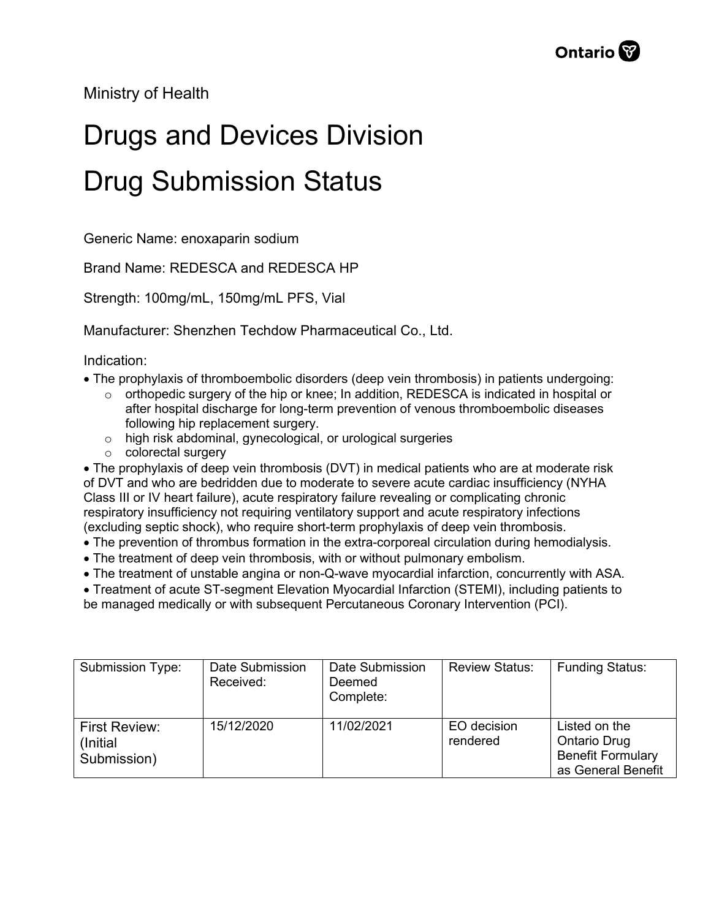Ministry of Health

# Drugs and Devices Division

# Drug Submission Status

Generic Name: enoxaparin sodium

Brand Name: REDESCA and REDESCA HP

Strength: 100mg/mL, 150mg/mL PFS, Vial

Manufacturer: Shenzhen Techdow Pharmaceutical Co., Ltd.

Indication:

- The prophylaxis of thromboembolic disorders (deep vein thrombosis) in patients undergoing:
  - orthopedic surgery of the hip or knee; In addition, REDESCA is indicated in hospital or after hospital discharge for long-term prevention of venous thromboembolic diseases following hip replacement surgery.
  - high risk abdominal, gynecological, or urological surgeries
  - colorectal surgery
- The prophylaxis of deep vein thrombosis (DVT) in medical patients who are at moderate risk of DVT and who are bedridden due to moderate to severe acute cardiac insufficiency (NYHA Class III or IV heart failure), acute respiratory failure revealing or complicating chronic respiratory insufficiency not requiring ventilatory support and acute respiratory infections (excluding septic shock), who require short-term prophylaxis of deep vein thrombosis.
- The prevention of thrombus formation in the extra-corporeal circulation during hemodialysis.
- The treatment of deep vein thrombosis, with or without pulmonary embolism.
- The treatment of unstable angina or non-Q-wave myocardial infarction, concurrently with ASA.
- Treatment of acute ST-segment Elevation Myocardial Infarction (STEMI), including patients to be managed medically or with subsequent Percutaneous Coronary Intervention (PCI).

| Submission Type: | Date Submission Received: | Date Submission Deemed Complete: | Review Status: | Funding Status: |
|---|---|---|---|---|
| First Review: (Initial Submission) | 15/12/2020 | 11/02/2021 | EO decision rendered | Listed on the Ontario Drug Benefit Formulary as General Benefit |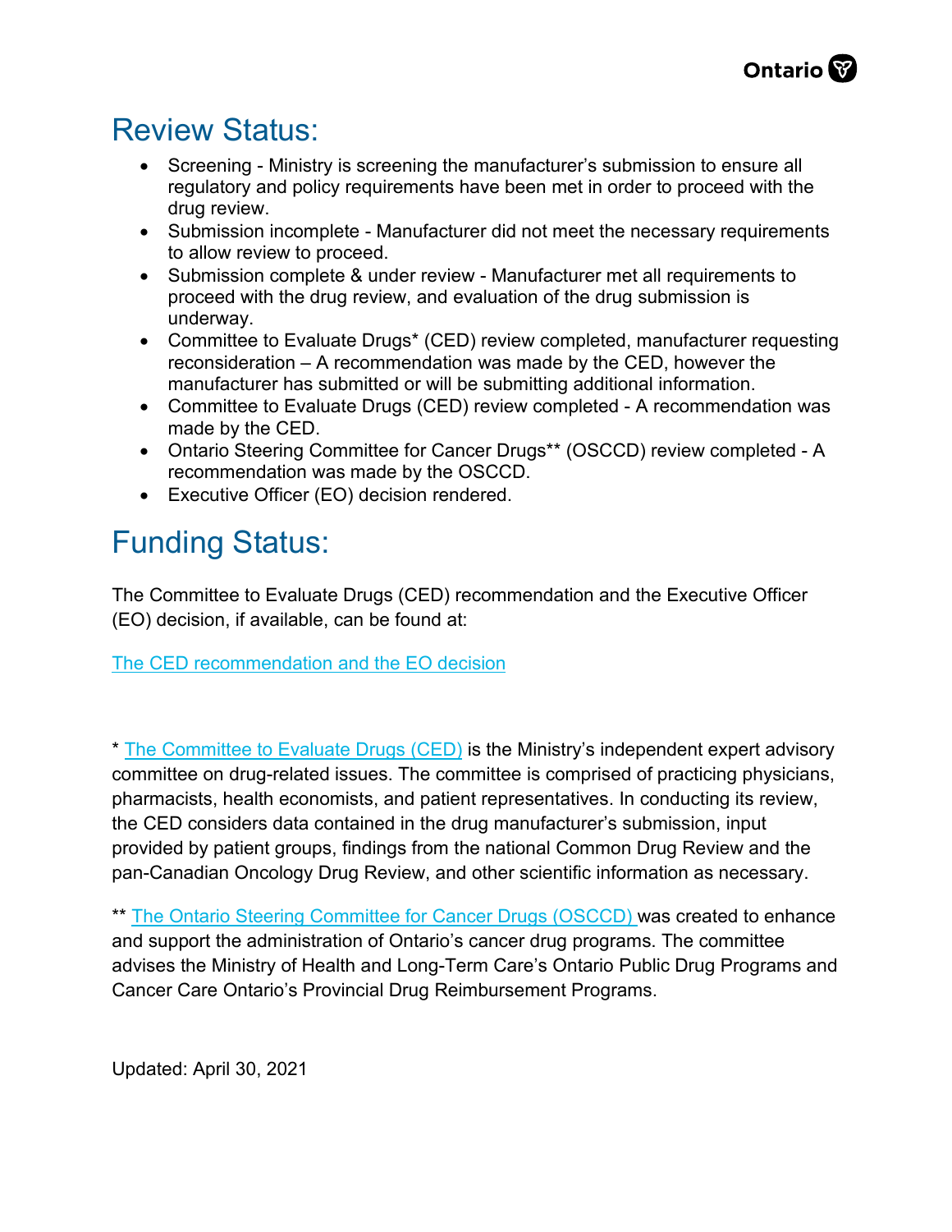# Review Status:

- Screening - Ministry is screening the manufacturer's submission to ensure all regulatory and policy requirements have been met in order to proceed with the drug review.
- Submission incomplete - Manufacturer did not meet the necessary requirements to allow review to proceed.
- Submission complete & under review - Manufacturer met all requirements to proceed with the drug review, and evaluation of the drug submission is underway.
- Committee to Evaluate Drugs* (CED) review completed, manufacturer requesting reconsideration – A recommendation was made by the CED, however the manufacturer has submitted or will be submitting additional information.
- Committee to Evaluate Drugs (CED) review completed - A recommendation was made by the CED.
- Ontario Steering Committee for Cancer Drugs** (OSCCD) review completed - A recommendation was made by the OSCCD.
- Executive Officer (EO) decision rendered.

# Funding Status:

The Committee to Evaluate Drugs (CED) recommendation and the Executive Officer (EO) decision, if available, can be found at:

The CED recommendation and the EO decision

* The Committee to Evaluate Drugs (CED) is the Ministry's independent expert advisory committee on drug-related issues. The committee is comprised of practicing physicians, pharmacists, health economists, and patient representatives. In conducting its review, the CED considers data contained in the drug manufacturer's submission, input provided by patient groups, findings from the national Common Drug Review and the pan-Canadian Oncology Drug Review, and other scientific information as necessary.

** The Ontario Steering Committee for Cancer Drugs (OSCCD) was created to enhance and support the administration of Ontario's cancer drug programs. The committee advises the Ministry of Health and Long-Term Care's Ontario Public Drug Programs and Cancer Care Ontario's Provincial Drug Reimbursement Programs.

Updated: April 30, 2021